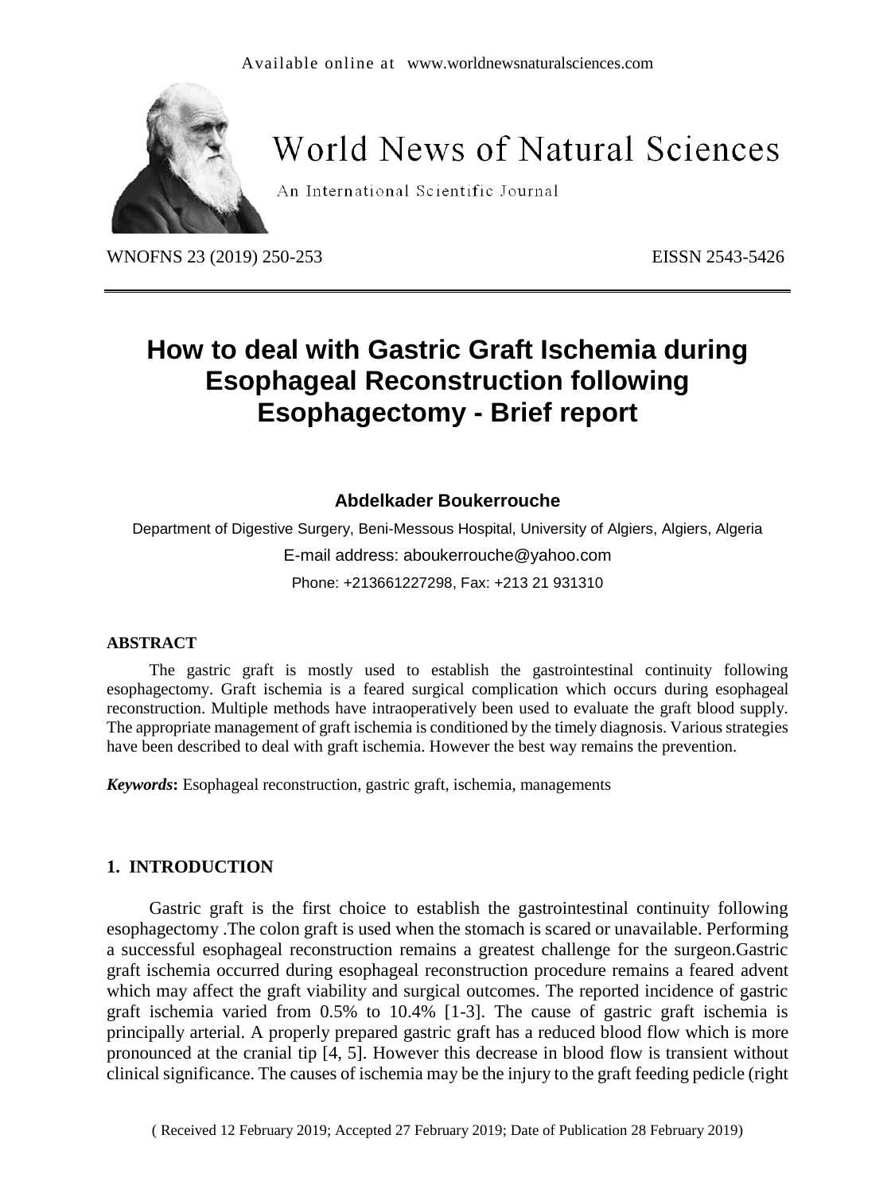Available online at www.worldnewsnaturalsciences.com

# World News of Natural Sciences

An International Scientific Journal

WNOFNS 23 (2019) 250-253 EISSN 2543-5426

# How to deal with Gastric Graft Ischemia during Esophageal Reconstruction following Esophagectomy - Brief report

**Abdelkader Boukerrouche**

Department of Digestive Surgery, Beni-Messous Hospital, University of Algiers, Algiers, Algeria

E-mail address: aboukerrouche@yahoo.com

Phone: +213661227298, Fax: +213 21 931310

## ABSTRACT

The gastric graft is mostly used to establish the gastrointestinal continuity following esophagectomy. Graft ischemia is a feared surgical complication which occurs during esophageal reconstruction. Multiple methods have intraoperatively been used to evaluate the graft blood supply. The appropriate management of graft ischemia is conditioned by the timely diagnosis. Various strategies have been described to deal with graft ischemia. However the best way remains the prevention.

***Keywords*:** Esophageal reconstruction, gastric graft, ischemia, managements

## 1. INTRODUCTION

Gastric graft is the first choice to establish the gastrointestinal continuity following esophagectomy .The colon graft is used when the stomach is scared or unavailable. Performing a successful esophageal reconstruction remains a greatest challenge for the surgeon.Gastric graft ischemia occurred during esophageal reconstruction procedure remains a feared advent which may affect the graft viability and surgical outcomes. The reported incidence of gastric graft ischemia varied from 0.5% to 10.4% [1-3]. The cause of gastric graft ischemia is principally arterial. A properly prepared gastric graft has a reduced blood flow which is more pronounced at the cranial tip [4, 5]. However this decrease in blood flow is transient without clinical significance. The causes of ischemia may be the injury to the graft feeding pedicle (right

( Received 12 February 2019; Accepted 27 February 2019; Date of Publication 28 February 2019)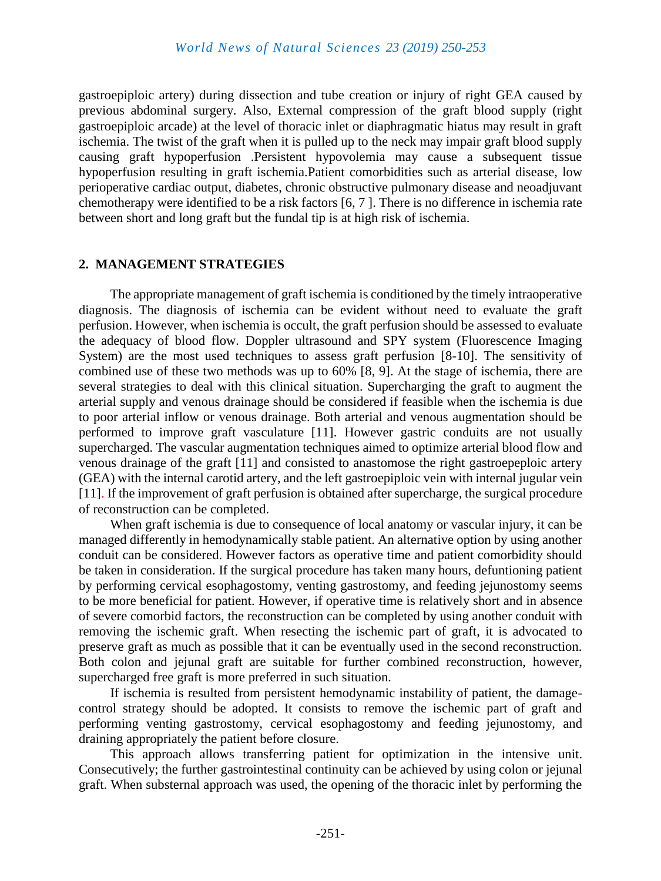gastroepiploic artery) during dissection and tube creation or injury of right GEA caused by previous abdominal surgery. Also, External compression of the graft blood supply (right gastroepiploic arcade) at the level of thoracic inlet or diaphragmatic hiatus may result in graft ischemia. The twist of the graft when it is pulled up to the neck may impair graft blood supply causing graft hypoperfusion .Persistent hypovolemia may cause a subsequent tissue hypoperfusion resulting in graft ischemia.Patient comorbidities such as arterial disease, low perioperative cardiac output, diabetes, chronic obstructive pulmonary disease and neoadjuvant chemotherapy were identified to be a risk factors [6, 7 ]. There is no difference in ischemia rate between short and long graft but the fundal tip is at high risk of ischemia.

## 2. MANAGEMENT STRATEGIES

The appropriate management of graft ischemia is conditioned by the timely intraoperative diagnosis. The diagnosis of ischemia can be evident without need to evaluate the graft perfusion. However, when ischemia is occult, the graft perfusion should be assessed to evaluate the adequacy of blood flow. Doppler ultrasound and SPY system (Fluorescence Imaging System) are the most used techniques to assess graft perfusion [8-10]. The sensitivity of combined use of these two methods was up to 60% [8, 9]. At the stage of ischemia, there are several strategies to deal with this clinical situation. Supercharging the graft to augment the arterial supply and venous drainage should be considered if feasible when the ischemia is due to poor arterial inflow or venous drainage. Both arterial and venous augmentation should be performed to improve graft vasculature [11]. However gastric conduits are not usually supercharged. The vascular augmentation techniques aimed to optimize arterial blood flow and venous drainage of the graft [11] and consisted to anastomose the right gastroepepolic artery (GEA) with the internal carotid artery, and the left gastroepiploic vein with internal jugular vein [11]. If the improvement of graft perfusion is obtained after supercharge, the surgical procedure of reconstruction can be completed.

When graft ischemia is due to consequence of local anatomy or vascular injury, it can be managed differently in hemodynamically stable patient. An alternative option by using another conduit can be considered. However factors as operative time and patient comorbidity should be taken in consideration. If the surgical procedure has taken many hours, defuntioning patient by performing cervical esophagostomy, venting gastrostomy, and feeding jejunostomy seems to be more beneficial for patient. However, if operative time is relatively short and in absence of severe comorbid factors, the reconstruction can be completed by using another conduit with removing the ischemic graft. When resecting the ischemic part of graft, it is advocated to preserve graft as much as possible that it can be eventually used in the second reconstruction. Both colon and jejunal graft are suitable for further combined reconstruction, however, supercharged free graft is more preferred in such situation.

If ischemia is resulted from persistent hemodynamic instability of patient, the damage-control strategy should be adopted. It consists to remove the ischemic part of graft and performing venting gastrostomy, cervical esophagostomy and feeding jejunostomy, and draining appropriately the patient before closure.

This approach allows transferring patient for optimization in the intensive unit. Consecutively; the further gastrointestinal continuity can be achieved by using colon or jejunal graft. When substernal approach was used, the opening of the thoracic inlet by performing the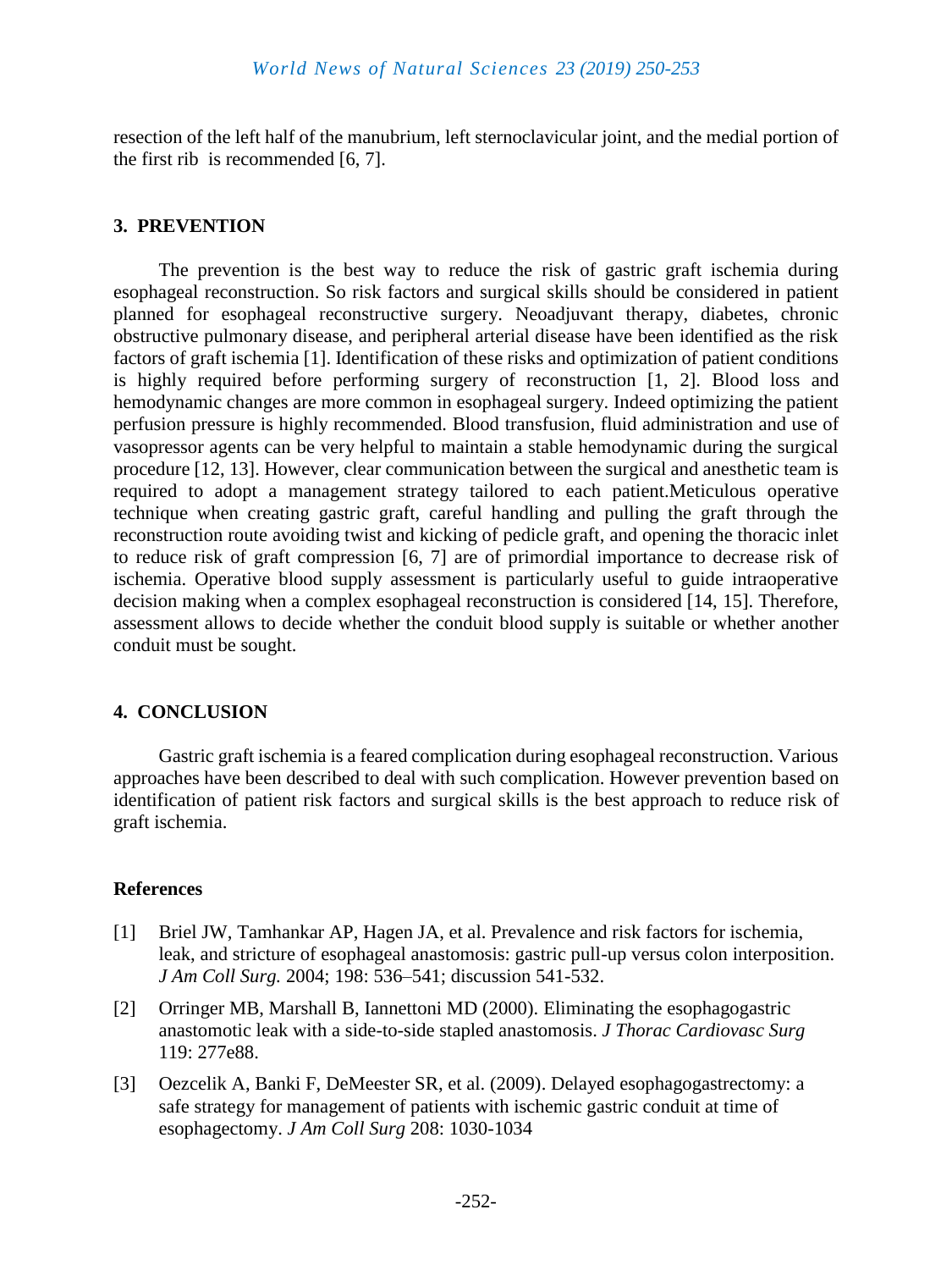resection of the left half of the manubrium, left sternoclavicular joint, and the medial portion of the first rib is recommended [6, 7].

## 3. PREVENTION

The prevention is the best way to reduce the risk of gastric graft ischemia during esophageal reconstruction. So risk factors and surgical skills should be considered in patient planned for esophageal reconstructive surgery. Neoadjuvant therapy, diabetes, chronic obstructive pulmonary disease, and peripheral arterial disease have been identified as the risk factors of graft ischemia [1]. Identification of these risks and optimization of patient conditions is highly required before performing surgery of reconstruction [1, 2]. Blood loss and hemodynamic changes are more common in esophageal surgery. Indeed optimizing the patient perfusion pressure is highly recommended. Blood transfusion, fluid administration and use of vasopressor agents can be very helpful to maintain a stable hemodynamic during the surgical procedure [12, 13]. However, clear communication between the surgical and anesthetic team is required to adopt a management strategy tailored to each patient.Meticulous operative technique when creating gastric graft, careful handling and pulling the graft through the reconstruction route avoiding twist and kicking of pedicle graft, and opening the thoracic inlet to reduce risk of graft compression [6, 7] are of primordial importance to decrease risk of ischemia. Operative blood supply assessment is particularly useful to guide intraoperative decision making when a complex esophageal reconstruction is considered [14, 15]. Therefore, assessment allows to decide whether the conduit blood supply is suitable or whether another conduit must be sought.

## 4. CONCLUSION

Gastric graft ischemia is a feared complication during esophageal reconstruction. Various approaches have been described to deal with such complication. However prevention based on identification of patient risk factors and surgical skills is the best approach to reduce risk of graft ischemia.

## References

[1] Briel JW, Tamhankar AP, Hagen JA, et al. Prevalence and risk factors for ischemia, leak, and stricture of esophageal anastomosis: gastric pull-up versus colon interposition. *J Am Coll Surg.* 2004; 198: 536–541; discussion 541-532.

[2] Orringer MB, Marshall B, Iannettoni MD (2000). Eliminating the esophagogastric anastomotic leak with a side-to-side stapled anastomosis. *J Thorac Cardiovasc Surg* 119: 277e88.

[3] Oezcelik A, Banki F, DeMeester SR, et al. (2009). Delayed esophagogastrectomy: a safe strategy for management of patients with ischemic gastric conduit at time of esophagectomy. *J Am Coll Surg* 208: 1030-1034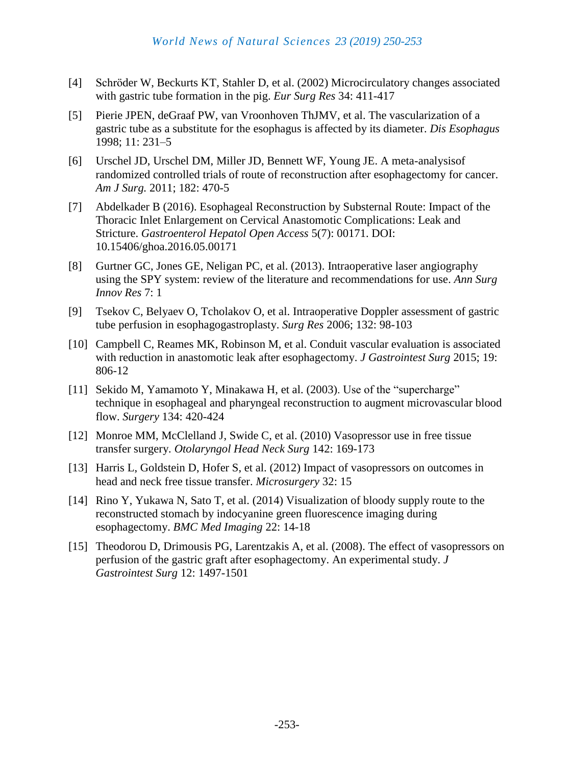[4] Schröder W, Beckurts KT, Stahler D, et al. (2002) Microcirculatory changes associated with gastric tube formation in the pig. *Eur Surg Res* 34: 411-417

[5] Pierie JPEN, deGraaf PW, van Vroonhoven ThJMV, et al. The vascularization of a gastric tube as a substitute for the esophagus is affected by its diameter. *Dis Esophagus* 1998; 11: 231–5

[6] Urschel JD, Urschel DM, Miller JD, Bennett WF, Young JE. A meta-analysisof randomized controlled trials of route of reconstruction after esophagectomy for cancer. *Am J Surg.* 2011; 182: 470-5

[7] Abdelkader B (2016). Esophageal Reconstruction by Substernal Route: Impact of the Thoracic Inlet Enlargement on Cervical Anastomotic Complications: Leak and Stricture. *Gastroenterol Hepatol Open Access* 5(7): 00171. DOI: 10.15406/ghoa.2016.05.00171

[8] Gurtner GC, Jones GE, Neligan PC, et al. (2013). Intraoperative laser angiography using the SPY system: review of the literature and recommendations for use. *Ann Surg Innov Res* 7: 1

[9] Tsekov C, Belyaev O, Tcholakov O, et al. Intraoperative Doppler assessment of gastric tube perfusion in esophagogastroplasty. *Surg Res* 2006; 132: 98-103

[10] Campbell C, Reames MK, Robinson M, et al. Conduit vascular evaluation is associated with reduction in anastomotic leak after esophagectomy. *J Gastrointest Surg* 2015; 19: 806-12

[11] Sekido M, Yamamoto Y, Minakawa H, et al. (2003). Use of the "supercharge" technique in esophageal and pharyngeal reconstruction to augment microvascular blood flow. *Surgery* 134: 420-424

[12] Monroe MM, McClelland J, Swide C, et al. (2010) Vasopressor use in free tissue transfer surgery. *Otolaryngol Head Neck Surg* 142: 169-173

[13] Harris L, Goldstein D, Hofer S, et al. (2012) Impact of vasopressors on outcomes in head and neck free tissue transfer. *Microsurgery* 32: 15

[14] Rino Y, Yukawa N, Sato T, et al. (2014) Visualization of bloody supply route to the reconstructed stomach by indocyanine green fluorescence imaging during esophagectomy. *BMC Med Imaging* 22: 14-18

[15] Theodorou D, Drimousis PG, Larentzakis A, et al. (2008). The effect of vasopressors on perfusion of the gastric graft after esophagectomy. An experimental study. *J Gastrointest Surg* 12: 1497-1501